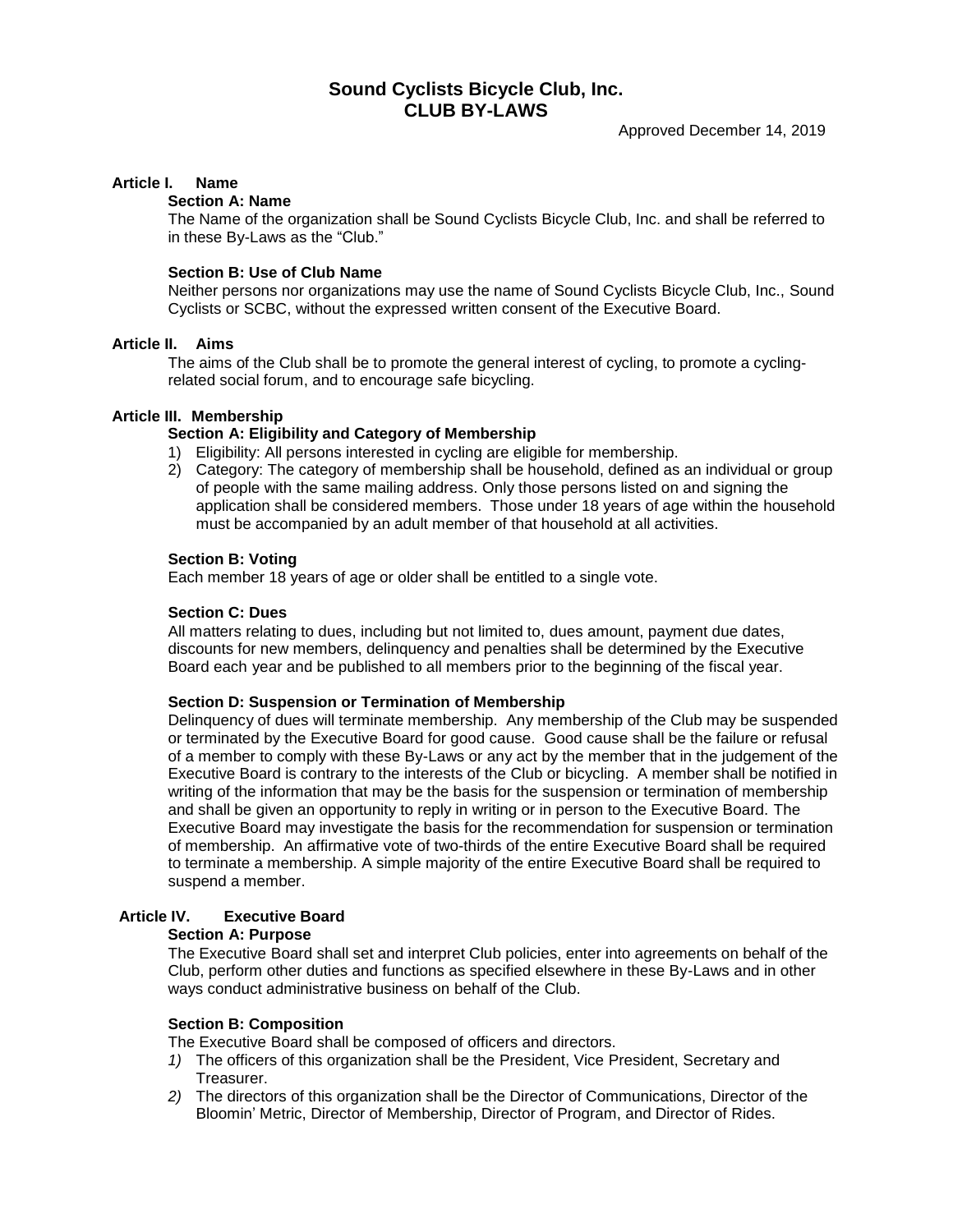# Sound Cyclists Bicycle Club, Inc.
# CLUB BY-LAWS

Approved December 14, 2019

## Article I. Name

### Section A: Name

The Name of the organization shall be Sound Cyclists Bicycle Club, Inc. and shall be referred to in these By-Laws as the “Club.”

### Section B: Use of Club Name

Neither persons nor organizations may use the name of Sound Cyclists Bicycle Club, Inc., Sound Cyclists or SCBC, without the expressed written consent of the Executive Board.

## Article II. Aims

The aims of the Club shall be to promote the general interest of cycling, to promote a cycling-related social forum, and to encourage safe bicycling.

## Article III. Membership

### Section A: Eligibility and Category of Membership

1) Eligibility: All persons interested in cycling are eligible for membership.
2) Category: The category of membership shall be household, defined as an individual or group of people with the same mailing address. Only those persons listed on and signing the application shall be considered members. Those under 18 years of age within the household must be accompanied by an adult member of that household at all activities.

### Section B: Voting

Each member 18 years of age or older shall be entitled to a single vote.

### Section C: Dues

All matters relating to dues, including but not limited to, dues amount, payment due dates, discounts for new members, delinquency and penalties shall be determined by the Executive Board each year and be published to all members prior to the beginning of the fiscal year.

### Section D: Suspension or Termination of Membership

Delinquency of dues will terminate membership. Any membership of the Club may be suspended or terminated by the Executive Board for good cause. Good cause shall be the failure or refusal of a member to comply with these By-Laws or any act by the member that in the judgement of the Executive Board is contrary to the interests of the Club or bicycling. A member shall be notified in writing of the information that may be the basis for the suspension or termination of membership and shall be given an opportunity to reply in writing or in person to the Executive Board. The Executive Board may investigate the basis for the recommendation for suspension or termination of membership. An affirmative vote of two-thirds of the entire Executive Board shall be required to terminate a membership. A simple majority of the entire Executive Board shall be required to suspend a member.

## Article IV. Executive Board

### Section A: Purpose

The Executive Board shall set and interpret Club policies, enter into agreements on behalf of the Club, perform other duties and functions as specified elsewhere in these By-Laws and in other ways conduct administrative business on behalf of the Club.

### Section B: Composition

The Executive Board shall be composed of officers and directors.

*1)* The officers of this organization shall be the President, Vice President, Secretary and Treasurer.
*2)* The directors of this organization shall be the Director of Communications, Director of the Bloomin’ Metric, Director of Membership, Director of Program, and Director of Rides.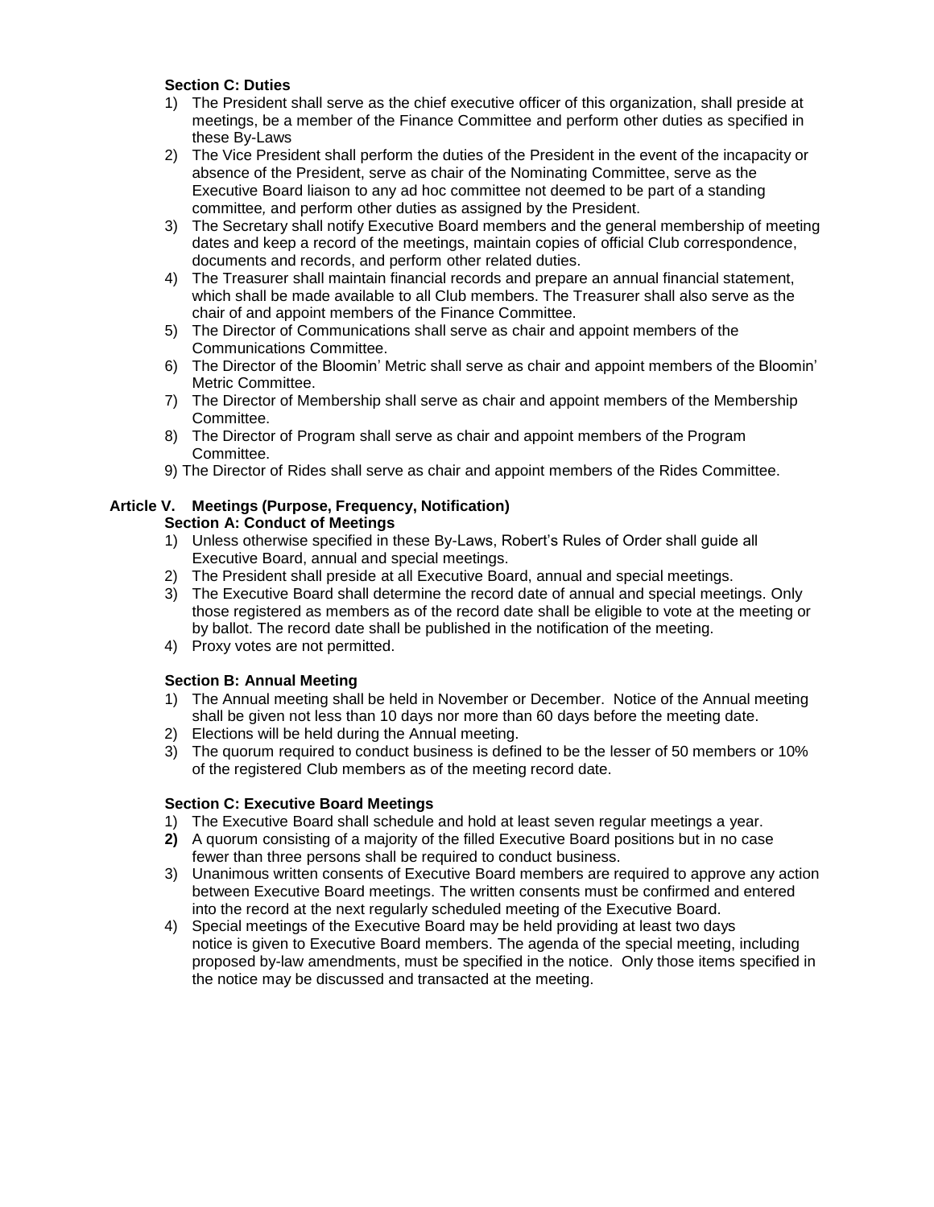### Section C: Duties

1) The President shall serve as the chief executive officer of this organization, shall preside at meetings, be a member of the Finance Committee and perform other duties as specified in these By-Laws
2) The Vice President shall perform the duties of the President in the event of the incapacity or absence of the President, serve as chair of the Nominating Committee, serve as the Executive Board liaison to any ad hoc committee not deemed to be part of a standing committee, and perform other duties as assigned by the President.
3) The Secretary shall notify Executive Board members and the general membership of meeting dates and keep a record of the meetings, maintain copies of official Club correspondence, documents and records, and perform other related duties.
4) The Treasurer shall maintain financial records and prepare an annual financial statement, which shall be made available to all Club members. The Treasurer shall also serve as the chair of and appoint members of the Finance Committee.
5) The Director of Communications shall serve as chair and appoint members of the Communications Committee.
6) The Director of the Bloomin' Metric shall serve as chair and appoint members of the Bloomin' Metric Committee.
7) The Director of Membership shall serve as chair and appoint members of the Membership Committee.
8) The Director of Program shall serve as chair and appoint members of the Program Committee.
9) The Director of Rides shall serve as chair and appoint members of the Rides Committee.

## Article V. Meetings (Purpose, Frequency, Notification)

### Section A: Conduct of Meetings

1) Unless otherwise specified in these By-Laws, Robert's Rules of Order shall guide all Executive Board, annual and special meetings.
2) The President shall preside at all Executive Board, annual and special meetings.
3) The Executive Board shall determine the record date of annual and special meetings. Only those registered as members as of the record date shall be eligible to vote at the meeting or by ballot. The record date shall be published in the notification of the meeting.
4) Proxy votes are not permitted.

### Section B: Annual Meeting

1) The Annual meeting shall be held in November or December. Notice of the Annual meeting shall be given not less than 10 days nor more than 60 days before the meeting date.
2) Elections will be held during the Annual meeting.
3) The quorum required to conduct business is defined to be the lesser of 50 members or 10% of the registered Club members as of the meeting record date.

### Section C: Executive Board Meetings

1) The Executive Board shall schedule and hold at least seven regular meetings a year.
2) A quorum consisting of a majority of the filled Executive Board positions but in no case fewer than three persons shall be required to conduct business.
3) Unanimous written consents of Executive Board members are required to approve any action between Executive Board meetings. The written consents must be confirmed and entered into the record at the next regularly scheduled meeting of the Executive Board.
4) Special meetings of the Executive Board may be held providing at least two days notice is given to Executive Board members. The agenda of the special meeting, including proposed by-law amendments, must be specified in the notice. Only those items specified in the notice may be discussed and transacted at the meeting.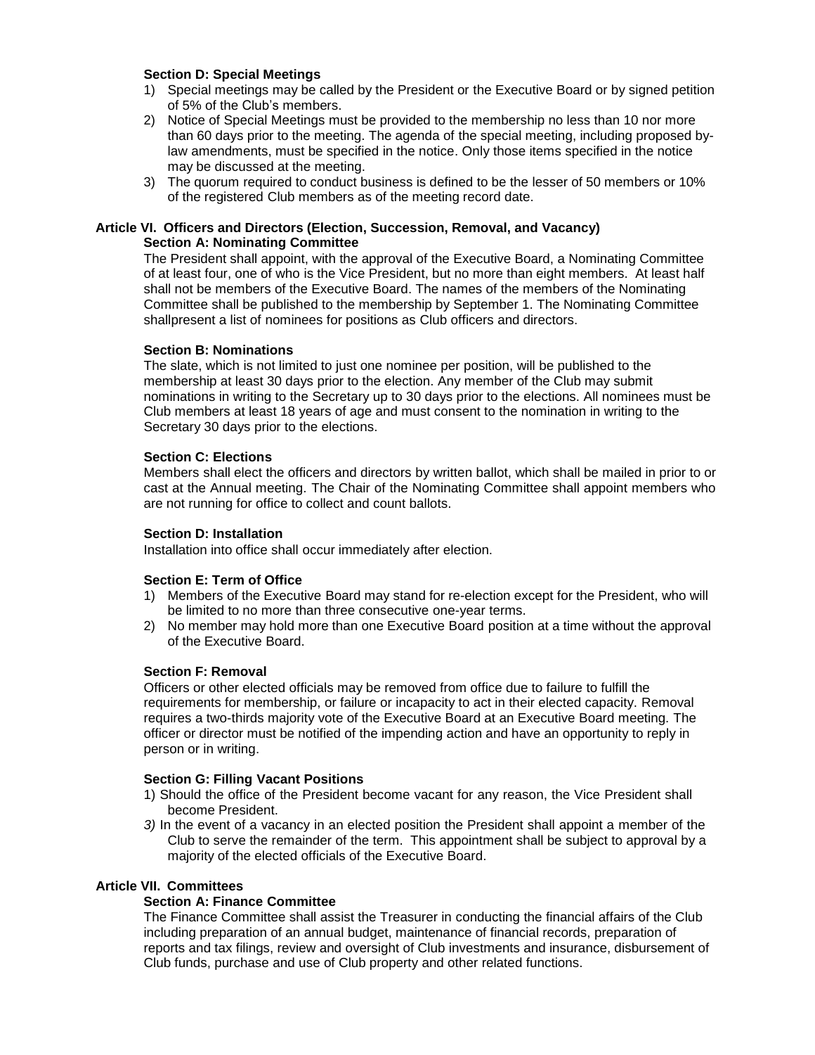### Section D: Special Meetings

1) Special meetings may be called by the President or the Executive Board or by signed petition of 5% of the Club's members.
2) Notice of Special Meetings must be provided to the membership no less than 10 nor more than 60 days prior to the meeting. The agenda of the special meeting, including proposed by-law amendments, must be specified in the notice. Only those items specified in the notice may be discussed at the meeting.
3) The quorum required to conduct business is defined to be the lesser of 50 members or 10% of the registered Club members as of the meeting record date.

## Article VI. Officers and Directors (Election, Succession, Removal, and Vacancy)

### Section A: Nominating Committee

The President shall appoint, with the approval of the Executive Board, a Nominating Committee of at least four, one of who is the Vice President, but no more than eight members. At least half shall not be members of the Executive Board. The names of the members of the Nominating Committee shall be published to the membership by September 1. The Nominating Committee shallpresent a list of nominees for positions as Club officers and directors.

### Section B: Nominations

The slate, which is not limited to just one nominee per position, will be published to the membership at least 30 days prior to the election. Any member of the Club may submit nominations in writing to the Secretary up to 30 days prior to the elections. All nominees must be Club members at least 18 years of age and must consent to the nomination in writing to the Secretary 30 days prior to the elections.

### Section C: Elections

Members shall elect the officers and directors by written ballot, which shall be mailed in prior to or cast at the Annual meeting. The Chair of the Nominating Committee shall appoint members who are not running for office to collect and count ballots.

### Section D: Installation

Installation into office shall occur immediately after election.

### Section E: Term of Office

1) Members of the Executive Board may stand for re-election except for the President, who will be limited to no more than three consecutive one-year terms.
2) No member may hold more than one Executive Board position at a time without the approval of the Executive Board.

### Section F: Removal

Officers or other elected officials may be removed from office due to failure to fulfill the requirements for membership, or failure or incapacity to act in their elected capacity. Removal requires a two-thirds majority vote of the Executive Board at an Executive Board meeting. The officer or director must be notified of the impending action and have an opportunity to reply in person or in writing.

### Section G: Filling Vacant Positions

1) Should the office of the President become vacant for any reason, the Vice President shall become President.

*3)* In the event of a vacancy in an elected position the President shall appoint a member of the Club to serve the remainder of the term. This appointment shall be subject to approval by a majority of the elected officials of the Executive Board.

## Article VII. Committees

### Section A: Finance Committee

The Finance Committee shall assist the Treasurer in conducting the financial affairs of the Club including preparation of an annual budget, maintenance of financial records, preparation of reports and tax filings, review and oversight of Club investments and insurance, disbursement of Club funds, purchase and use of Club property and other related functions.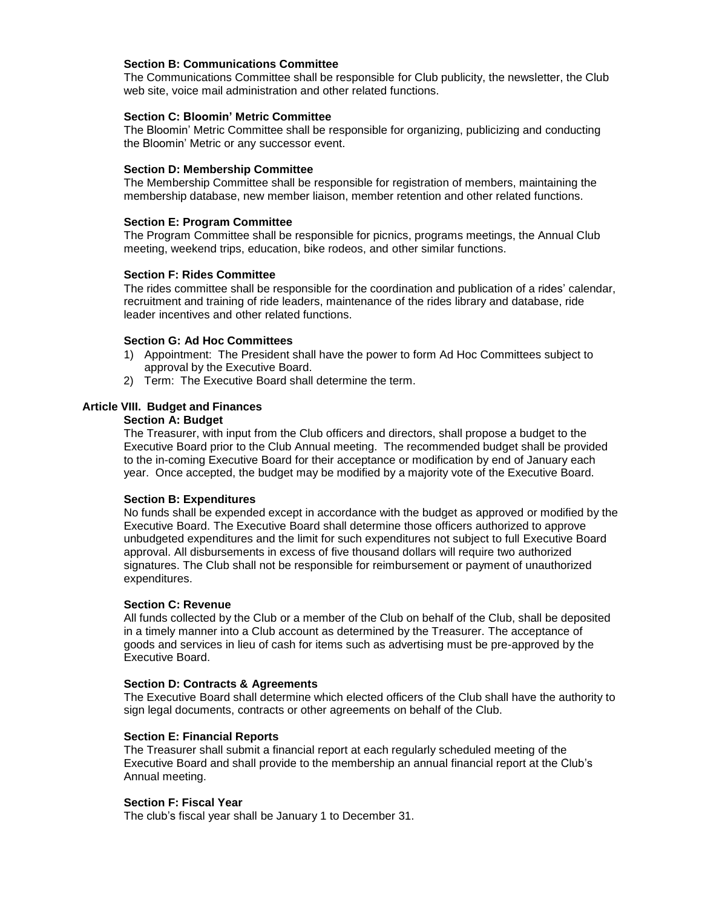#### Section B: Communications Committee

The Communications Committee shall be responsible for Club publicity, the newsletter, the Club web site, voice mail administration and other related functions.

#### Section C: Bloomin' Metric Committee

The Bloomin' Metric Committee shall be responsible for organizing, publicizing and conducting the Bloomin' Metric or any successor event.

#### Section D: Membership Committee

The Membership Committee shall be responsible for registration of members, maintaining the membership database, new member liaison, member retention and other related functions.

#### Section E: Program Committee

The Program Committee shall be responsible for picnics, programs meetings, the Annual Club meeting, weekend trips, education, bike rodeos, and other similar functions.

#### Section F: Rides Committee

The rides committee shall be responsible for the coordination and publication of a rides' calendar, recruitment and training of ride leaders, maintenance of the rides library and database, ride leader incentives and other related functions.

#### Section G: Ad Hoc Committees

1) Appointment: The President shall have the power to form Ad Hoc Committees subject to approval by the Executive Board.
2) Term: The Executive Board shall determine the term.

### Article VIII. Budget and Finances

#### Section A: Budget

The Treasurer, with input from the Club officers and directors, shall propose a budget to the Executive Board prior to the Club Annual meeting. The recommended budget shall be provided to the in-coming Executive Board for their acceptance or modification by end of January each year. Once accepted, the budget may be modified by a majority vote of the Executive Board.

#### Section B: Expenditures

No funds shall be expended except in accordance with the budget as approved or modified by the Executive Board. The Executive Board shall determine those officers authorized to approve unbudgeted expenditures and the limit for such expenditures not subject to full Executive Board approval. All disbursements in excess of five thousand dollars will require two authorized signatures. The Club shall not be responsible for reimbursement or payment of unauthorized expenditures.

#### Section C: Revenue

All funds collected by the Club or a member of the Club on behalf of the Club, shall be deposited in a timely manner into a Club account as determined by the Treasurer. The acceptance of goods and services in lieu of cash for items such as advertising must be pre-approved by the Executive Board.

#### Section D: Contracts & Agreements

The Executive Board shall determine which elected officers of the Club shall have the authority to sign legal documents, contracts or other agreements on behalf of the Club.

#### Section E: Financial Reports

The Treasurer shall submit a financial report at each regularly scheduled meeting of the Executive Board and shall provide to the membership an annual financial report at the Club's Annual meeting.

#### Section F: Fiscal Year

The club's fiscal year shall be January 1 to December 31.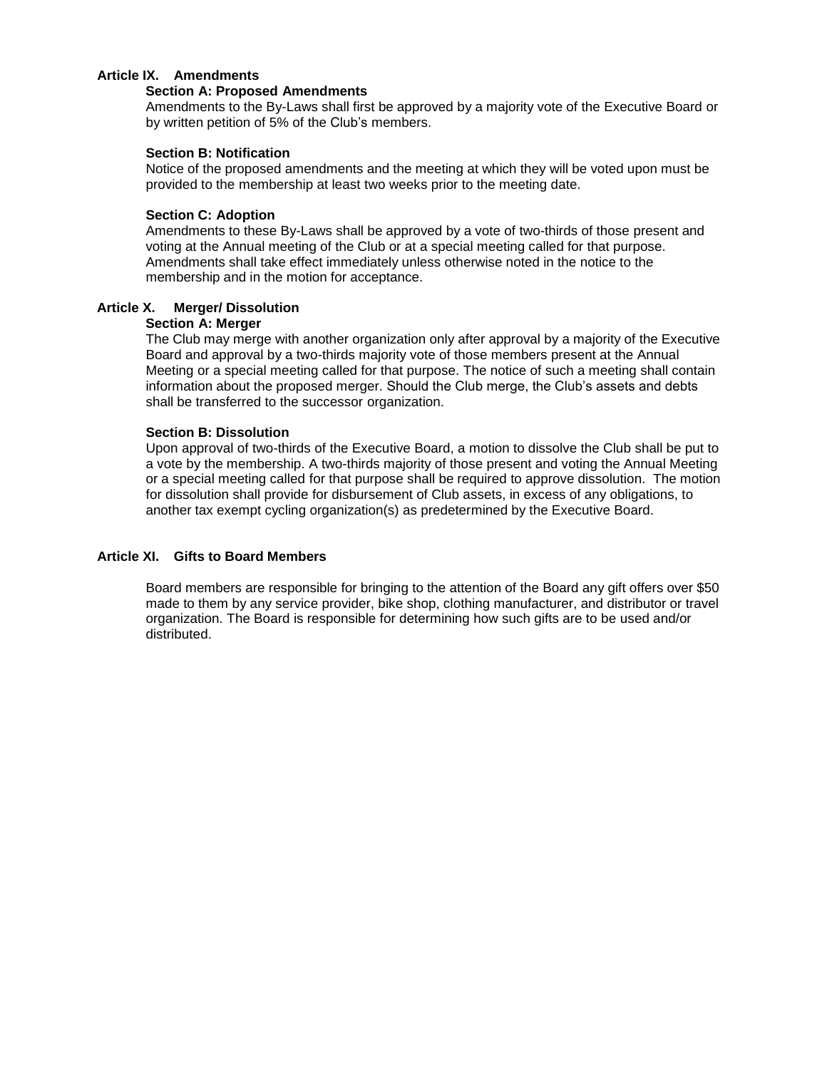## Article IX. Amendments

### Section A: Proposed Amendments

Amendments to the By-Laws shall first be approved by a majority vote of the Executive Board or by written petition of 5% of the Club's members.

### Section B: Notification

Notice of the proposed amendments and the meeting at which they will be voted upon must be provided to the membership at least two weeks prior to the meeting date.

### Section C: Adoption

Amendments to these By-Laws shall be approved by a vote of two-thirds of those present and voting at the Annual meeting of the Club or at a special meeting called for that purpose. Amendments shall take effect immediately unless otherwise noted in the notice to the membership and in the motion for acceptance.

## Article X. Merger/ Dissolution

### Section A: Merger

The Club may merge with another organization only after approval by a majority of the Executive Board and approval by a two-thirds majority vote of those members present at the Annual Meeting or a special meeting called for that purpose. The notice of such a meeting shall contain information about the proposed merger. Should the Club merge, the Club's assets and debts shall be transferred to the successor organization.

### Section B: Dissolution

Upon approval of two-thirds of the Executive Board, a motion to dissolve the Club shall be put to a vote by the membership. A two-thirds majority of those present and voting the Annual Meeting or a special meeting called for that purpose shall be required to approve dissolution. The motion for dissolution shall provide for disbursement of Club assets, in excess of any obligations, to another tax exempt cycling organization(s) as predetermined by the Executive Board.

## Article XI. Gifts to Board Members

Board members are responsible for bringing to the attention of the Board any gift offers over $50 made to them by any service provider, bike shop, clothing manufacturer, and distributor or travel organization. The Board is responsible for determining how such gifts are to be used and/or distributed.